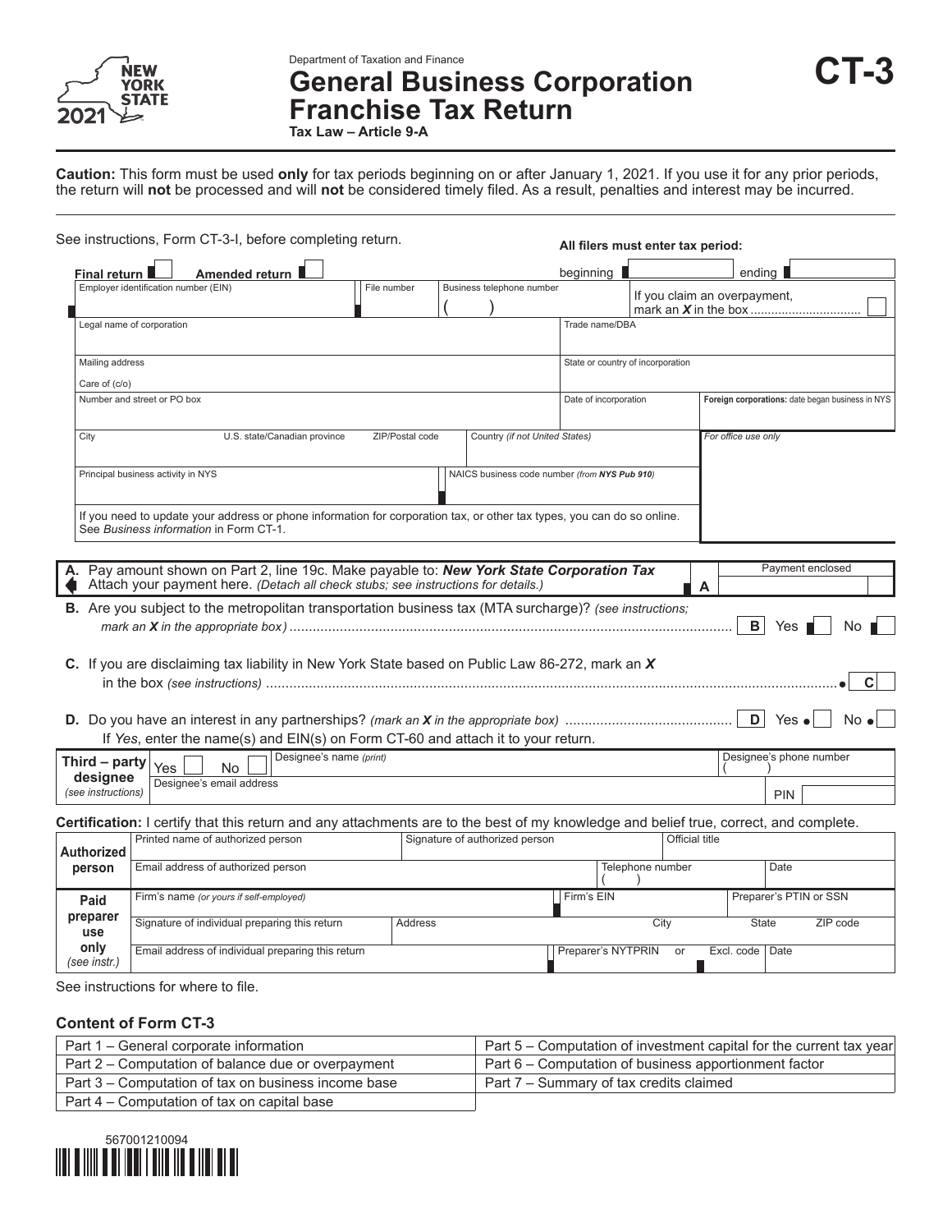NEW YORK STATE 2021

Department of Taxation and Finance

# General Business Corporation Franchise Tax Return

**Tax Law – Article 9-A**

# CT-3

**Caution:** This form must be used **only** for tax periods beginning on or after January 1, 2021. If you use it for any prior periods, the return will **not** be processed and will **not** be considered timely filed. As a result, penalties and interest may be incurred.

See instructions, Form CT-3-I, before completing return.

**All filers must enter tax period:**

**Final return** ☐ **Amended return** ☐ beginning ☐ ending ☐

| Employer identification number (EIN) | File number | Business telephone number ( ) | If you claim an overpayment, mark an *X* in the box ☐ |
|---|---|---|---|
| Legal name of corporation | | Trade name/DBA | |
| Mailing address<br>Care of (c/o) | | State or country of incorporation | |
| Number and street or PO box | | Date of incorporation | **Foreign corporations:** date began business in NYS |
| City / U.S. state/Canadian province / ZIP/Postal code | Country *(if not United States)* | | *For office use only* |
| Principal business activity in NYS | NAICS business code number *(from **NYS Pub 910**)* | | |
| If you need to update your address or phone information for corporation tax, or other tax types, you can do so online. See *Business information* in Form CT-1. | | | |

**A.** Pay amount shown on Part 2, line 19c. Make payable to: ***New York State Corporation Tax***
Attach your payment here. *(Detach all check stubs; see instructions for details.)* **A** Payment enclosed

**B.** Are you subject to the metropolitan transportation business tax (MTA surcharge)? *(see instructions; mark an **X** in the appropriate box)* **B** Yes ☐ No ☐

**C.** If you are disclaiming tax liability in New York State based on Public Law 86-272, mark an ***X*** in the box *(see instructions)* **C** ☐

**D.** Do you have an interest in any partnerships? *(mark an **X** in the appropriate box)* **D** Yes ☐ No ☐
If *Yes*, enter the name(s) and EIN(s) on Form CT-60 and attach it to your return.

| **Third – party designee** *(see instructions)* | Yes ☐ No ☐ | Designee's name *(print)* | Designee's phone number ( ) |
|---|---|---|---|
| | Designee's email address | | PIN |

**Certification:** I certify that this return and any attachments are to the best of my knowledge and belief true, correct, and complete.

| **Authorized person** | Printed name of authorized person | Signature of authorized person | | Official title | |
|---|---|---|---|---|---|
| | Email address of authorized person | | | Telephone number ( ) | Date |
| **Paid preparer use only** *(see instr.)* | Firm's name *(or yours if self-employed)* | | Firm's EIN | Preparer's PTIN or SSN | |
| | Signature of individual preparing this return | Address | City | State | ZIP code |
| | Email address of individual preparing this return | | Preparer's NYTPRIN or Excl. code | Date | |

See instructions for where to file.

### Content of Form CT-3

| | |
|---|---|
| Part 1 – General corporate information | Part 5 – Computation of investment capital for the current tax year |
| Part 2 – Computation of balance due or overpayment | Part 6 – Computation of business apportionment factor |
| Part 3 – Computation of tax on business income base | Part 7 – Summary of tax credits claimed |
| Part 4 – Computation of tax on capital base | |

567001210094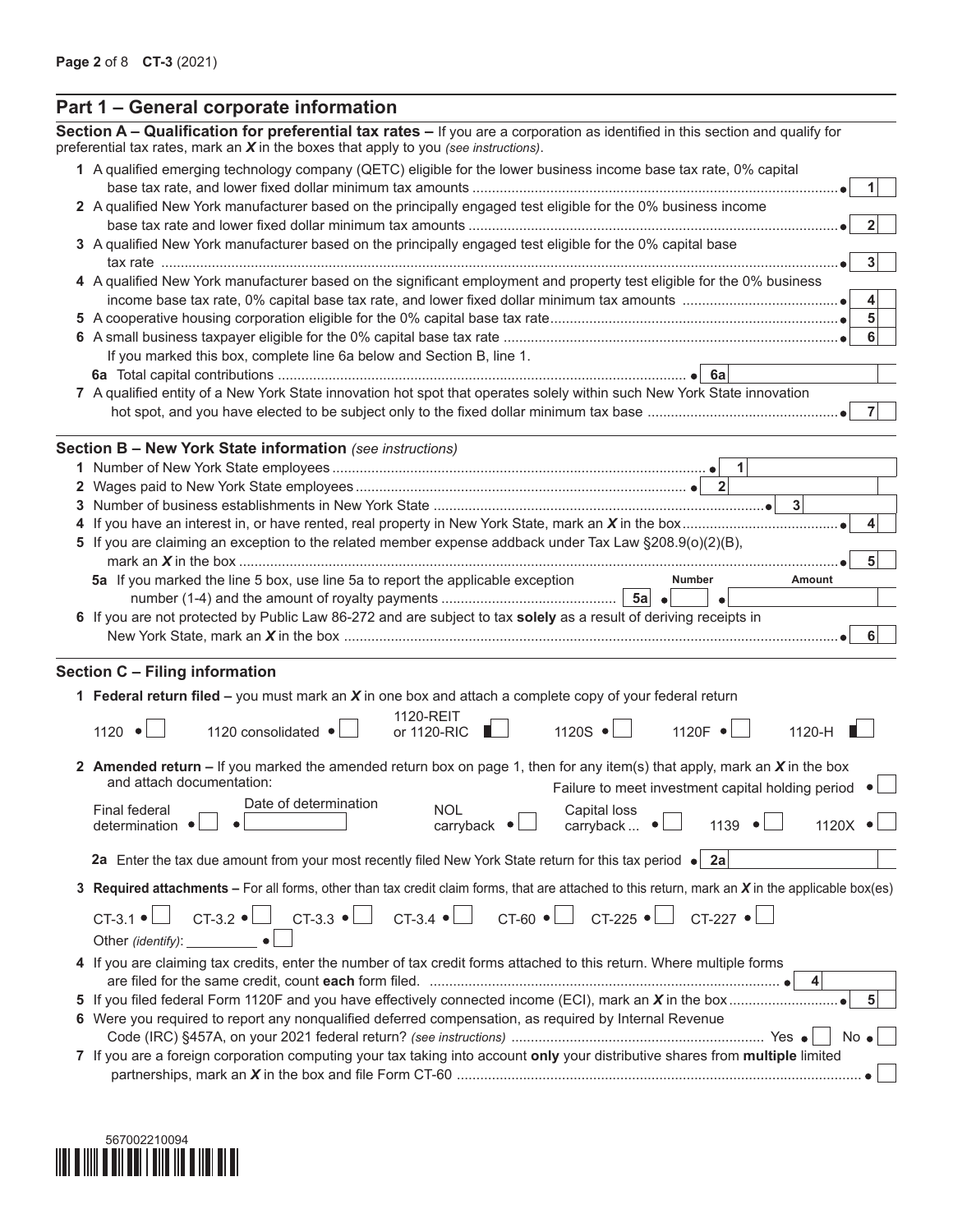## Part 1 – General corporate information

**Section A – Qualification for preferential tax rates –** If you are a corporation as identified in this section and qualify for preferential tax rates, mark an ***X*** in the boxes that apply to you *(see instructions)*.

1 A qualified emerging technology company (QETC) eligible for the lower business income base tax rate, 0% capital base tax rate, and lower fixed dollar minimum tax amounts .......... • **1** ☐

2 A qualified New York manufacturer based on the principally engaged test eligible for the 0% business income base tax rate and lower fixed dollar minimum tax amounts .......... • **2** ☐

3 A qualified New York manufacturer based on the principally engaged test eligible for the 0% capital base tax rate .......... • **3** ☐

4 A qualified New York manufacturer based on the significant employment and property test eligible for the 0% business income base tax rate, 0% capital base tax rate, and lower fixed dollar minimum tax amounts .......... • **4** ☐

5 A cooperative housing corporation eligible for the 0% capital base tax rate .......... • **5** ☐

6 A small business taxpayer eligible for the 0% capital base tax rate .......... • **6** ☐

If you marked this box, complete line 6a below and Section B, line 1.

6a Total capital contributions .......... • **6a** ______

7 A qualified entity of a New York State innovation hot spot that operates solely within such New York State innovation hot spot, and you have elected to be subject only to the fixed dollar minimum tax base .......... • **7** ☐

**Section B – New York State information** *(see instructions)*

1 Number of New York State employees .......... • **1** ______

2 Wages paid to New York State employees .......... • **2** ______

3 Number of business establishments in New York State .......... • **3** ______

4 If you have an interest in, or have rented, real property in New York State, mark an ***X*** in the box .......... • **4** ☐

5 If you are claiming an exception to the related member expense addback under Tax Law §208.9(o)(2)(B), mark an ***X*** in the box .......... • **5** ☐

5a If you marked the line 5 box, use line 5a to report the applicable exception number (1-4) and the amount of royalty payments .......... **5a** • Number ______ • Amount ______

6 If you are not protected by Public Law 86-272 and are subject to tax **solely** as a result of deriving receipts in New York State, mark an ***X*** in the box .......... • **6** ☐

**Section C – Filing information**

1 **Federal return filed –** you must mark an ***X*** in one box and attach a complete copy of your federal return

1120 • ☐   1120 consolidated • ☐   1120-REIT or 1120-RIC ☐   1120S • ☐   1120F • ☐   1120-H ☐

2 **Amended return –** If you marked the amended return box on page 1, then for any item(s) that apply, mark an ***X*** in the box and attach documentation:

Failure to meet investment capital holding period • ☐

Final federal determination • ☐   Date of determination • ______   NOL carryback • ☐   Capital loss carryback ... • ☐   1139 • ☐   1120X • ☐

2a Enter the tax due amount from your most recently filed New York State return for this tax period • **2a** ______

3 **Required attachments –** For all forms, other than tax credit claim forms, that are attached to this return, mark an ***X*** in the applicable box(es)

CT-3.1 • ☐   CT-3.2 • ☐   CT-3.3 • ☐   CT-3.4 • ☐   CT-60 • ☐   CT-225 • ☐   CT-227 • ☐

Other *(identify)*: ________ • ☐

4 If you are claiming tax credits, enter the number of tax credit forms attached to this return. Where multiple forms are filed for the same credit, count **each** form filed. .......... • **4** ______

5 If you filed federal Form 1120F and you have effectively connected income (ECI), mark an ***X*** in the box .......... • **5** ☐

6 Were you required to report any nonqualified deferred compensation, as required by Internal Revenue Code (IRC) §457A, on your 2021 federal return? *(see instructions)* .......... Yes • ☐ No • ☐

7 If you are a foreign corporation computing your tax taking into account **only** your distributive shares from **multiple** limited partnerships, mark an ***X*** in the box and file Form CT-60 .......... • ☐

567002210094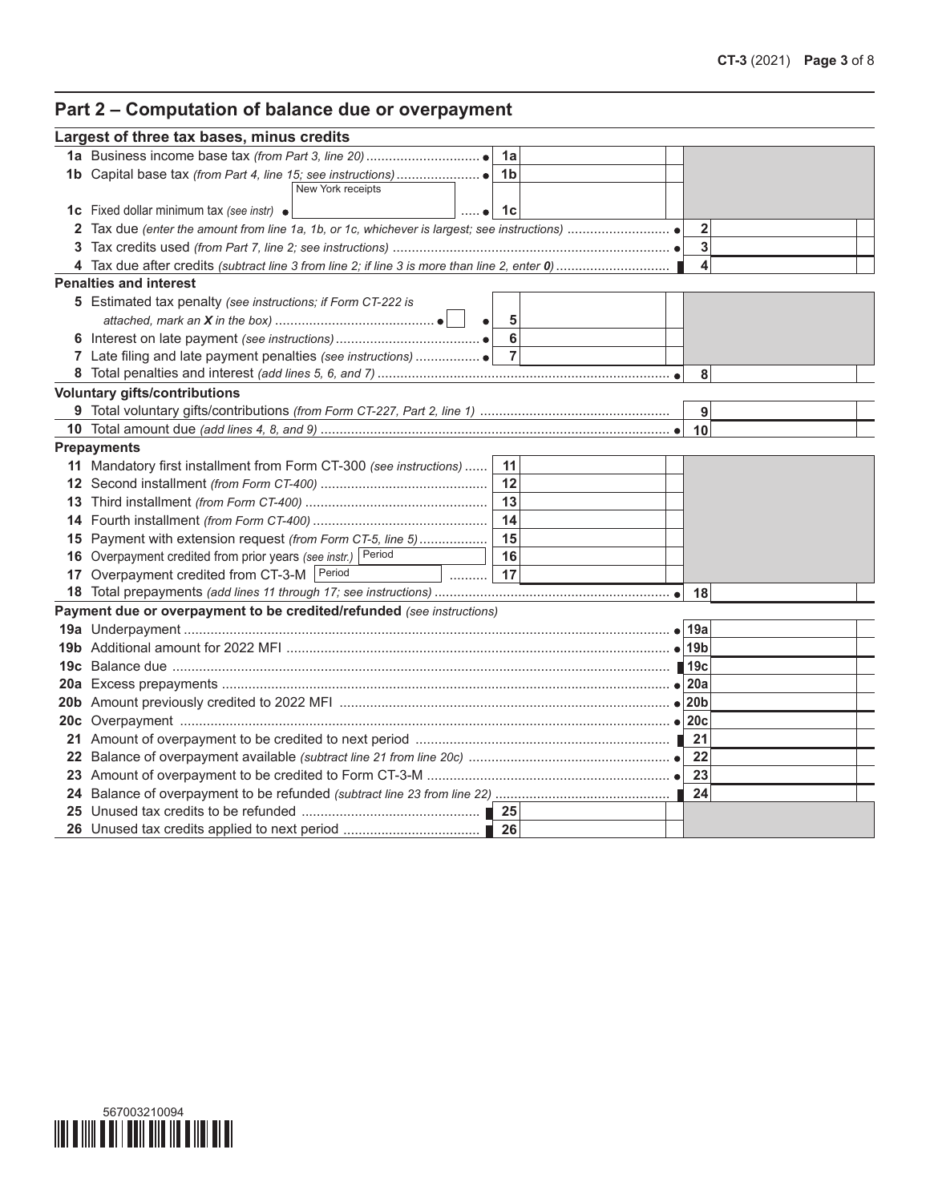## Part 2 – Computation of balance due or overpayment

| Largest of three tax bases, minus credits | | | | |
|---|---|---|---|---|
| **1a** Business income base tax *(from Part 3, line 20)* | 1a | | | |
| **1b** Capital base tax *(from Part 4, line 15; see instructions)* | 1b | | | |
| **1c** Fixed dollar minimum tax *(see instr)* New York receipts | 1c | | | |
| **2** Tax due *(enter the amount from line 1a, 1b, or 1c, whichever is largest; see instructions)* | | | 2 | |
| **3** Tax credits used *(from Part 7, line 2; see instructions)* | | | 3 | |
| **4** Tax due after credits *(subtract line 3 from line 2; if line 3 is more than line 2, enter 0)* | | | 4 | |
| **Penalties and interest** | | | | |
| **5** Estimated tax penalty *(see instructions; if Form CT-222 is attached, mark an **X** in the box)* | 5 | | | |
| **6** Interest on late payment *(see instructions)* | 6 | | | |
| **7** Late filing and late payment penalties *(see instructions)* | 7 | | | |
| **8** Total penalties and interest *(add lines 5, 6, and 7)* | | | 8 | |
| **Voluntary gifts/contributions** | | | | |
| **9** Total voluntary gifts/contributions *(from Form CT-227, Part 2, line 1)* | | | 9 | |
| **10** Total amount due *(add lines 4, 8, and 9)* | | | 10 | |
| **Prepayments** | | | | |
| **11** Mandatory first installment from Form CT-300 *(see instructions)* | 11 | | | |
| **12** Second installment *(from Form CT-400)* | 12 | | | |
| **13** Third installment *(from Form CT-400)* | 13 | | | |
| **14** Fourth installment *(from Form CT-400)* | 14 | | | |
| **15** Payment with extension request *(from Form CT-5, line 5)* | 15 | | | |
| **16** Overpayment credited from prior years *(see instr.)* Period | 16 | | | |
| **17** Overpayment credited from CT-3-M Period | 17 | | | |
| **18** Total prepayments *(add lines 11 through 17; see instructions)* | | | 18 | |
| **Payment due or overpayment to be credited/refunded** *(see instructions)* | | | | |
| **19a** Underpayment | | | 19a | |
| **19b** Additional amount for 2022 MFI | | | 19b | |
| **19c** Balance due | | | 19c | |
| **20a** Excess prepayments | | | 20a | |
| **20b** Amount previously credited to 2022 MFI | | | 20b | |
| **20c** Overpayment | | | 20c | |
| **21** Amount of overpayment to be credited to next period | | | 21 | |
| **22** Balance of overpayment available *(subtract line 21 from line 20c)* | | | 22 | |
| **23** Amount of overpayment to be credited to Form CT-3-M | | | 23 | |
| **24** Balance of overpayment to be refunded *(subtract line 23 from line 22)* | | | 24 | |
| **25** Unused tax credits to be refunded | 25 | | | |
| **26** Unused tax credits applied to next period | 26 | | | |

567003210094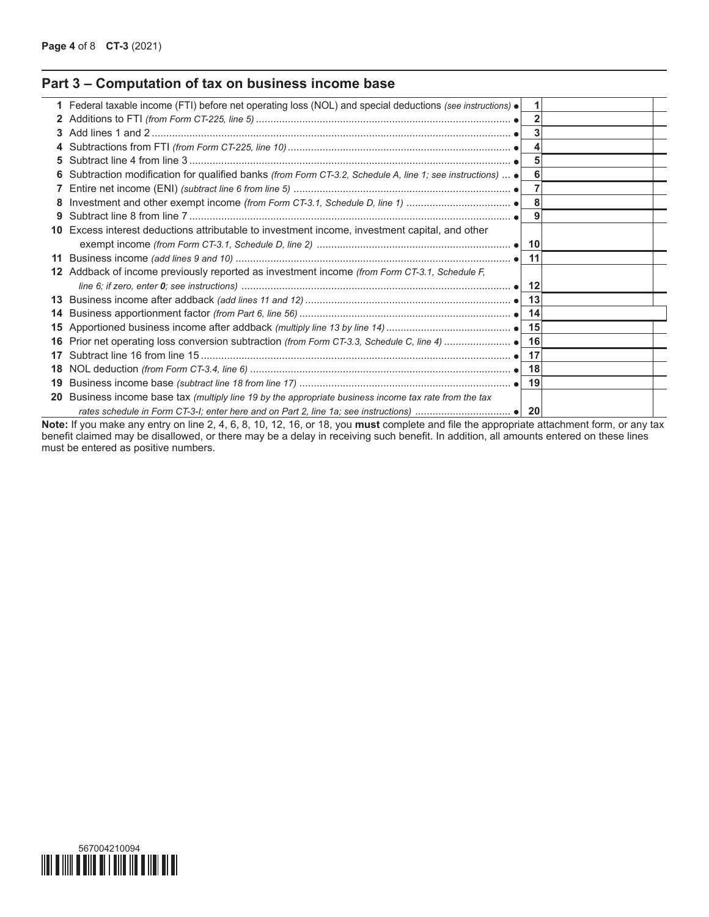## Part 3 – Computation of tax on business income base

| Line | Description | Line no. | Amount |
|---|---|---|---|
| 1 | Federal taxable income (FTI) before net operating loss (NOL) and special deductions *(see instructions)* ● | 1 | |
| 2 | Additions to FTI *(from Form CT-225, line 5)* ● | 2 | |
| 3 | Add lines 1 and 2 ● | 3 | |
| 4 | Subtractions from FTI *(from Form CT-225, line 10)* ● | 4 | |
| 5 | Subtract line 4 from line 3 ● | 5 | |
| 6 | Subtraction modification for qualified banks *(from Form CT-3.2, Schedule A, line 1; see instructions)* ● | 6 | |
| 7 | Entire net income (ENI) *(subtract line 6 from line 5)* ● | 7 | |
| 8 | Investment and other exempt income *(from Form CT-3.1, Schedule D, line 1)* ● | 8 | |
| 9 | Subtract line 8 from line 7 ● | 9 | |
| 10 | Excess interest deductions attributable to investment income, investment capital, and other exempt income *(from Form CT-3.1, Schedule D, line 2)* ● | 10 | |
| 11 | Business income *(add lines 9 and 10)* ● | 11 | |
| 12 | Addback of income previously reported as investment income *(from Form CT-3.1, Schedule F, line 6; if zero, enter **0**; see instructions)* ● | 12 | |
| 13 | Business income after addback *(add lines 11 and 12)* ● | 13 | |
| 14 | Business apportionment factor *(from Part 6, line 56)* ● | 14 | |
| 15 | Apportioned business income after addback *(multiply line 13 by line 14)* ● | 15 | |
| 16 | Prior net operating loss conversion subtraction *(from Form CT-3.3, Schedule C, line 4)* ● | 16 | |
| 17 | Subtract line 16 from line 15 ● | 17 | |
| 18 | NOL deduction *(from Form CT-3.4, line 6)* ● | 18 | |
| 19 | Business income base *(subtract line 18 from line 17)* ● | 19 | |
| 20 | Business income base tax *(multiply line 19 by the appropriate business income tax rate from the tax rates schedule in Form CT-3-I; enter here and on Part 2, line 1a; see instructions)* ● | 20 | |

**Note:** If you make any entry on line 2, 4, 6, 8, 10, 12, 16, or 18, you **must** complete and file the appropriate attachment form, or any tax benefit claimed may be disallowed, or there may be a delay in receiving such benefit. In addition, all amounts entered on these lines must be entered as positive numbers.

567004210094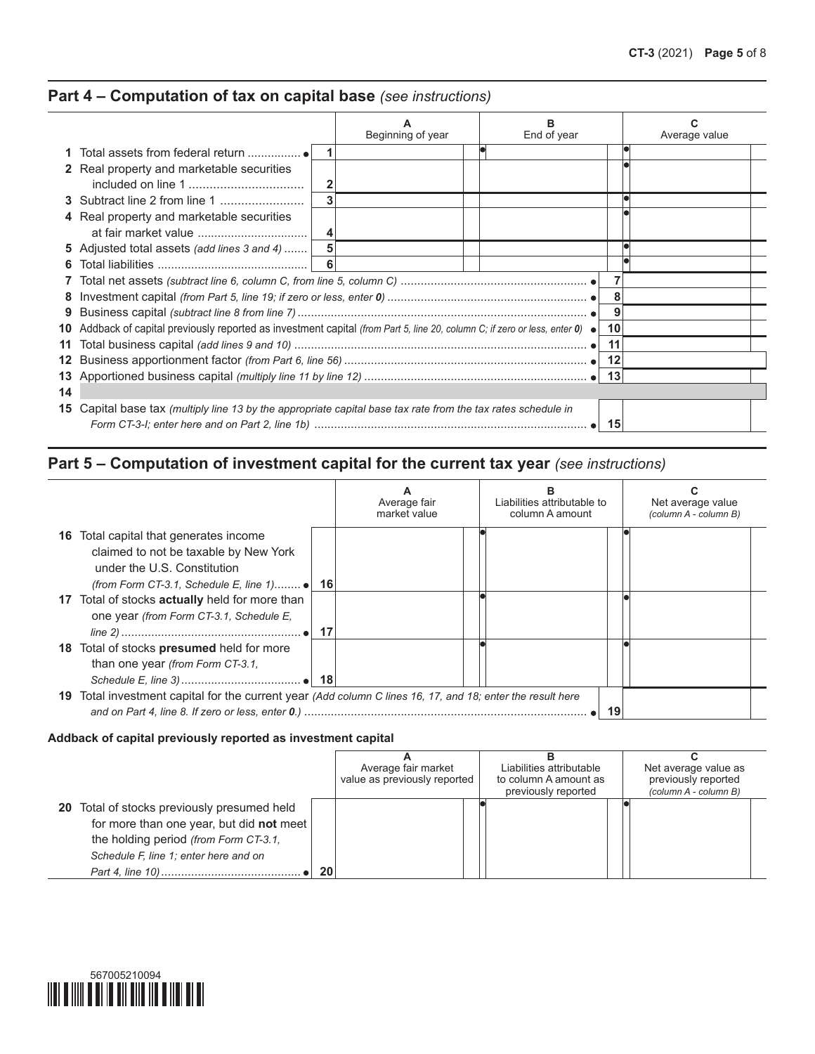## Part 4 – Computation of tax on capital base *(see instructions)*

| | | A Beginning of year | B End of year | C Average value |
|---|---|---|---|---|
| **1** Total assets from federal return ................ ● | 1 | | ● | ● |
| **2** Real property and marketable securities included on line 1 ................................. | 2 | | | ● |
| **3** Subtract line 2 from line 1 ........................ | 3 | | | ● |
| **4** Real property and marketable securities at fair market value ................................ | 4 | | | ● |
| **5** Adjusted total assets *(add lines 3 and 4)* ....... | 5 | | | ● |
| **6** Total liabilities ............................................ | 6 | | | ● |

| | | |
|---|---|---|
| **7** Total net assets *(subtract line 6, column C, from line 5, column C)* ....................................................... ● | 7 | |
| **8** Investment capital *(from Part 5, line 19; if zero or less, enter 0)* ........................................................... ● | 8 | |
| **9** Business capital *(subtract line 8 from line 7)* ..................................................................................... ● | 9 | |
| **10** Addback of capital previously reported as investment capital *(from Part 5, line 20, column C; if zero or less, enter 0)* ● | 10 | |
| **11** Total business capital *(add lines 9 and 10)* ...................................................................................... ● | 11 | |
| **12** Business apportionment factor *(from Part 6, line 56)* ........................................................................ ● | 12 | |
| **13** Apportioned business capital *(multiply line 11 by line 12)* .................................................................. ● | 13 | |
| **14** | | |
| **15** Capital base tax *(multiply line 13 by the appropriate capital base tax rate from the tax rates schedule in Form CT-3-I; enter here and on Part 2, line 1b)* ................................................................................. ● | 15 | |

## Part 5 – Computation of investment capital for the current tax year *(see instructions)*

| | | A Average fair market value | B Liabilities attributable to column A amount | C Net average value *(column A - column B)* |
|---|---|---|---|---|
| **16** Total capital that generates income claimed to not be taxable by New York under the U.S. Constitution *(from Form CT-3.1, Schedule E, line 1)*........ ● | 16 | | ● | ● |
| **17** Total of stocks **actually** held for more than one year *(from Form CT-3.1, Schedule E, line 2)* ..................................................... ● | 17 | | ● | ● |
| **18** Total of stocks **presumed** held for more than one year *(from Form CT-3.1, Schedule E, line 3)* ................................... ● | 18 | | ● | ● |

| | | |
|---|---|---|
| **19** Total investment capital for the current year *(Add column C lines 16, 17, and 18; enter the result here and on Part 4, line 8. If zero or less, enter 0.)* .................................................................................... ● | 19 | |

**Addback of capital previously reported as investment capital**

| | | A Average fair market value as previously reported | B Liabilities attributable to column A amount as previously reported | C Net average value as previously reported *(column A - column B)* |
|---|---|---|---|---|
| **20** Total of stocks previously presumed held for more than one year, but did **not** meet the holding period *(from Form CT-3.1, Schedule F, line 1; enter here and on Part 4, line 10)* .......................................... ● | 20 | | ● | ● |

567005210094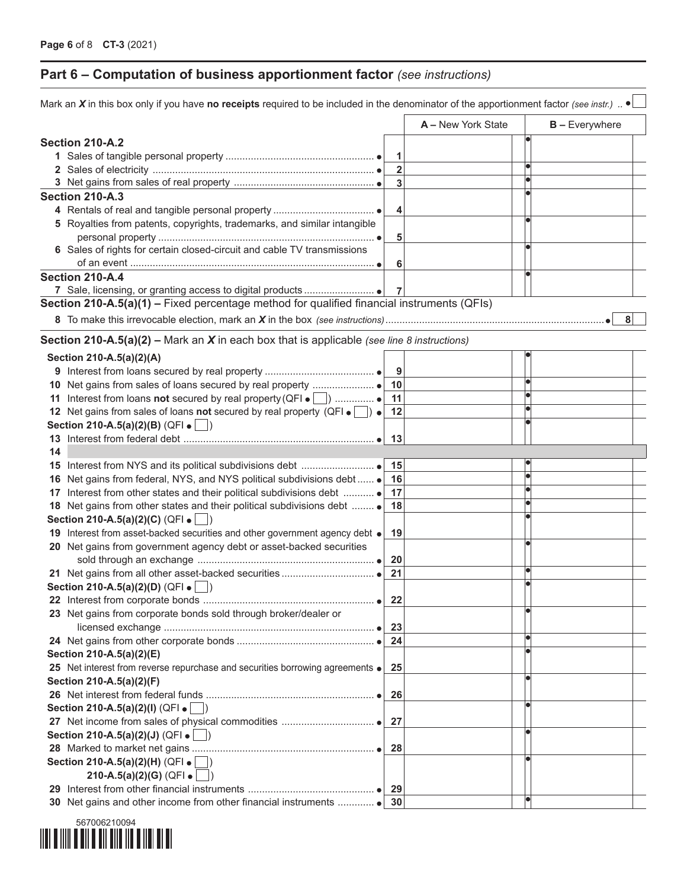## Part 6 – Computation of business apportionment factor *(see instructions)*

Mark an *X* in this box only if you have **no receipts** required to be included in the denominator of the apportionment factor *(see instr.)* .. • ☐

| | | A – New York State | B – Everywhere |
|---|---|---|---|
| **Section 210-A.2** | | | |
| 1 Sales of tangible personal property • | 1 | | • |
| 2 Sales of electricity • | 2 | | • |
| 3 Net gains from sales of real property • | 3 | | • |
| **Section 210-A.3** | | | |
| 4 Rentals of real and tangible personal property • | 4 | | • |
| 5 Royalties from patents, copyrights, trademarks, and similar intangible personal property • | 5 | | • |
| 6 Sales of rights for certain closed-circuit and cable TV transmissions of an event • | 6 | | • |
| **Section 210-A.4** | | | |
| 7 Sale, licensing, or granting access to digital products • | 7 | | • |

**Section 210-A.5(a)(1) –** Fixed percentage method for qualified financial instruments (QFIs)

8 To make this irrevocable election, mark an *X* in the box *(see instructions)* • 8 ☐

**Section 210-A.5(a)(2) –** Mark an *X* in each box that is applicable *(see line 8 instructions)*

| | | A – New York State | B – Everywhere |
|---|---|---|---|
| **Section 210-A.5(a)(2)(A)** | | | |
| 9 Interest from loans secured by real property • | 9 | | • |
| 10 Net gains from sales of loans secured by real property • | 10 | | • |
| 11 Interest from loans **not** secured by real property (QFI • ☐) • | 11 | | • |
| 12 Net gains from sales of loans **not** secured by real property (QFI • ☐) • | 12 | | • |
| **Section 210-A.5(a)(2)(B)** (QFI • ☐) | | | |
| 13 Interest from federal debt • | 13 | | • |
| 14 | | | |
| 15 Interest from NYS and its political subdivisions debt • | 15 | | • |
| 16 Net gains from federal, NYS, and NYS political subdivisions debt • | 16 | | • |
| 17 Interest from other states and their political subdivisions debt • | 17 | | • |
| 18 Net gains from other states and their political subdivisions debt • | 18 | | • |
| **Section 210-A.5(a)(2)(C)** (QFI • ☐) | | | |
| 19 Interest from asset-backed securities and other government agency debt • | 19 | | • |
| 20 Net gains from government agency debt or asset-backed securities sold through an exchange • | 20 | | • |
| 21 Net gains from all other asset-backed securities • | 21 | | • |
| **Section 210-A.5(a)(2)(D)** (QFI • ☐) | | | |
| 22 Interest from corporate bonds • | 22 | | • |
| 23 Net gains from corporate bonds sold through broker/dealer or licensed exchange • | 23 | | • |
| 24 Net gains from other corporate bonds • | 24 | | • |
| **Section 210-A.5(a)(2)(E)** | | | |
| 25 Net interest from reverse repurchase and securities borrowing agreements • | 25 | | • |
| **Section 210-A.5(a)(2)(F)** | | | |
| 26 Net interest from federal funds • | 26 | | • |
| **Section 210-A.5(a)(2)(I)** (QFI • ☐) | | | |
| 27 Net income from sales of physical commodities • | 27 | | • |
| **Section 210-A.5(a)(2)(J)** (QFI • ☐) | | | |
| 28 Marked to market net gains • | 28 | | • |
| **Section 210-A.5(a)(2)(H)** (QFI • ☐) **210-A.5(a)(2)(G)** (QFI • ☐) | | | |
| 29 Interest from other financial instruments • | 29 | | • |
| 30 Net gains and other income from other financial instruments • | 30 | | • |

567006210094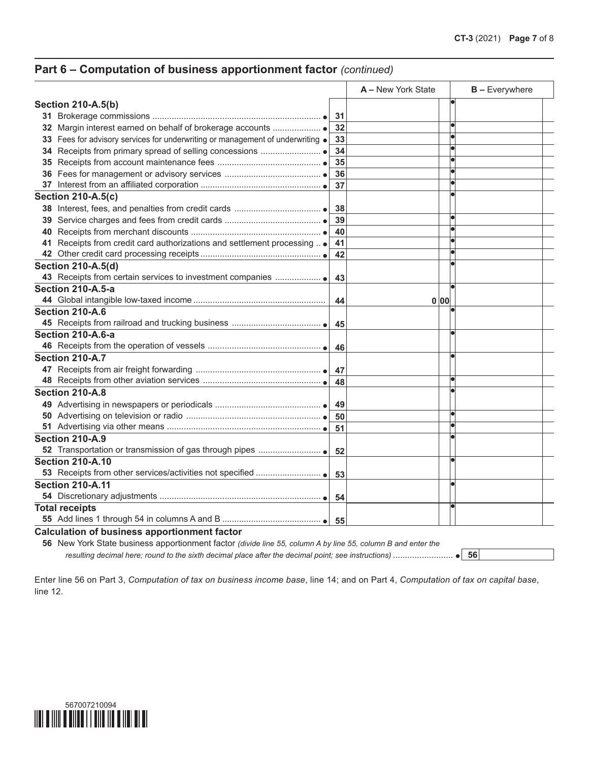## Part 6 – Computation of business apportionment factor *(continued)*

| | | A – New York State | B – Everywhere |
|---|---|---|---|
| **Section 210-A.5(b)** | | | |
| 31 Brokerage commissions | 31 | | |
| 32 Margin interest earned on behalf of brokerage accounts | 32 | | |
| 33 Fees for advisory services for underwriting or management of underwriting | 33 | | |
| 34 Receipts from primary spread of selling concessions | 34 | | |
| 35 Receipts from account maintenance fees | 35 | | |
| 36 Fees for management or advisory services | 36 | | |
| 37 Interest from an affiliated corporation | 37 | | |
| **Section 210-A.5(c)** | | | |
| 38 Interest, fees, and penalties from credit cards | 38 | | |
| 39 Service charges and fees from credit cards | 39 | | |
| 40 Receipts from merchant discounts | 40 | | |
| 41 Receipts from credit card authorizations and settlement processing | 41 | | |
| 42 Other credit card processing receipts | 42 | | |
| **Section 210-A.5(d)** | | | |
| 43 Receipts from certain services to investment companies | 43 | | |
| **Section 210-A.5-a** | | | |
| 44 Global intangible low-taxed income | 44 | 0 00 | |
| **Section 210-A.6** | | | |
| 45 Receipts from railroad and trucking business | 45 | | |
| **Section 210-A.6-a** | | | |
| 46 Receipts from the operation of vessels | 46 | | |
| **Section 210-A.7** | | | |
| 47 Receipts from air freight forwarding | 47 | | |
| 48 Receipts from other aviation services | 48 | | |
| **Section 210-A.8** | | | |
| 49 Advertising in newspapers or periodicals | 49 | | |
| 50 Advertising on television or radio | 50 | | |
| 51 Advertising via other means | 51 | | |
| **Section 210-A.9** | | | |
| 52 Transportation or transmission of gas through pipes | 52 | | |
| **Section 210-A.10** | | | |
| 53 Receipts from other services/activities not specified | 53 | | |
| **Section 210-A.11** | | | |
| 54 Discretionary adjustments | 54 | | |
| **Total receipts** | | | |
| 55 Add lines 1 through 54 in columns A and B | 55 | | |

**Calculation of business apportionment factor**

56 New York State business apportionment factor *(divide line 55, column A by line 55, column B and enter the resulting decimal here; round to the sixth decimal place after the decimal point; see instructions)* ........................ 56

Enter line 56 on Part 3, *Computation of tax on business income base*, line 14; and on Part 4, *Computation of tax on capital base*, line 12.

567007210094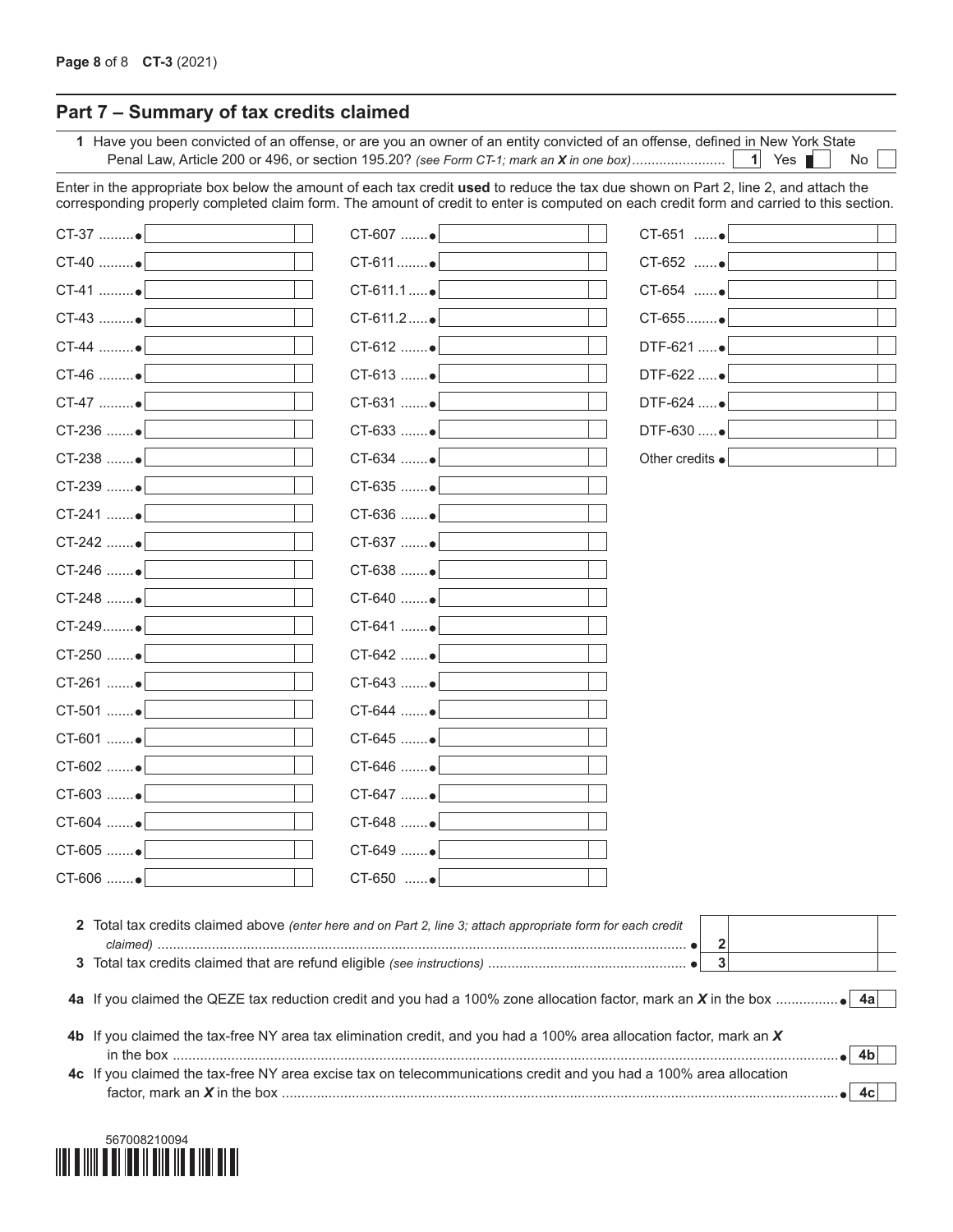## Part 7 – Summary of tax credits claimed

**1** Have you been convicted of an offense, or are you an owner of an entity convicted of an offense, defined in New York State Penal Law, Article 200 or 496, or section 195.20? *(see Form CT-1; mark an X in one box)* ........................ **1** Yes ☐ No ☐

Enter in the appropriate box below the amount of each tax credit **used** to reduce the tax due shown on Part 2, line 2, and attach the corresponding properly completed claim form. The amount of credit to enter is computed on each credit form and carried to this section.

| | | | | | |
|---|---|---|---|---|---|
| CT-37 | | CT-607 | | CT-651 | |
| CT-40 | | CT-611 | | CT-652 | |
| CT-41 | | CT-611.1 | | CT-654 | |
| CT-43 | | CT-611.2 | | CT-655 | |
| CT-44 | | CT-612 | | DTF-621 | |
| CT-46 | | CT-613 | | DTF-622 | |
| CT-47 | | CT-631 | | DTF-624 | |
| CT-236 | | CT-633 | | DTF-630 | |
| CT-238 | | CT-634 | | Other credits | |
| CT-239 | | CT-635 | | | |
| CT-241 | | CT-636 | | | |
| CT-242 | | CT-637 | | | |
| CT-246 | | CT-638 | | | |
| CT-248 | | CT-640 | | | |
| CT-249 | | CT-641 | | | |
| CT-250 | | CT-642 | | | |
| CT-261 | | CT-643 | | | |
| CT-501 | | CT-644 | | | |
| CT-601 | | CT-645 | | | |
| CT-602 | | CT-646 | | | |
| CT-603 | | CT-647 | | | |
| CT-604 | | CT-648 | | | |
| CT-605 | | CT-649 | | | |
| CT-606 | | CT-650 | | | |

**2** Total tax credits claimed above *(enter here and on Part 2, line 3; attach appropriate form for each credit claimed)* .......... **2**

**3** Total tax credits claimed that are refund eligible *(see instructions)* .......... **3**

**4a** If you claimed the QEZE tax reduction credit and you had a 100% zone allocation factor, mark an ***X*** in the box .......... **4a**

**4b** If you claimed the tax-free NY area tax elimination credit, and you had a 100% area allocation factor, mark an ***X*** in the box .......... **4b**

**4c** If you claimed the tax-free NY area excise tax on telecommunications credit and you had a 100% area allocation factor, mark an ***X*** in the box .......... **4c**

567008210094